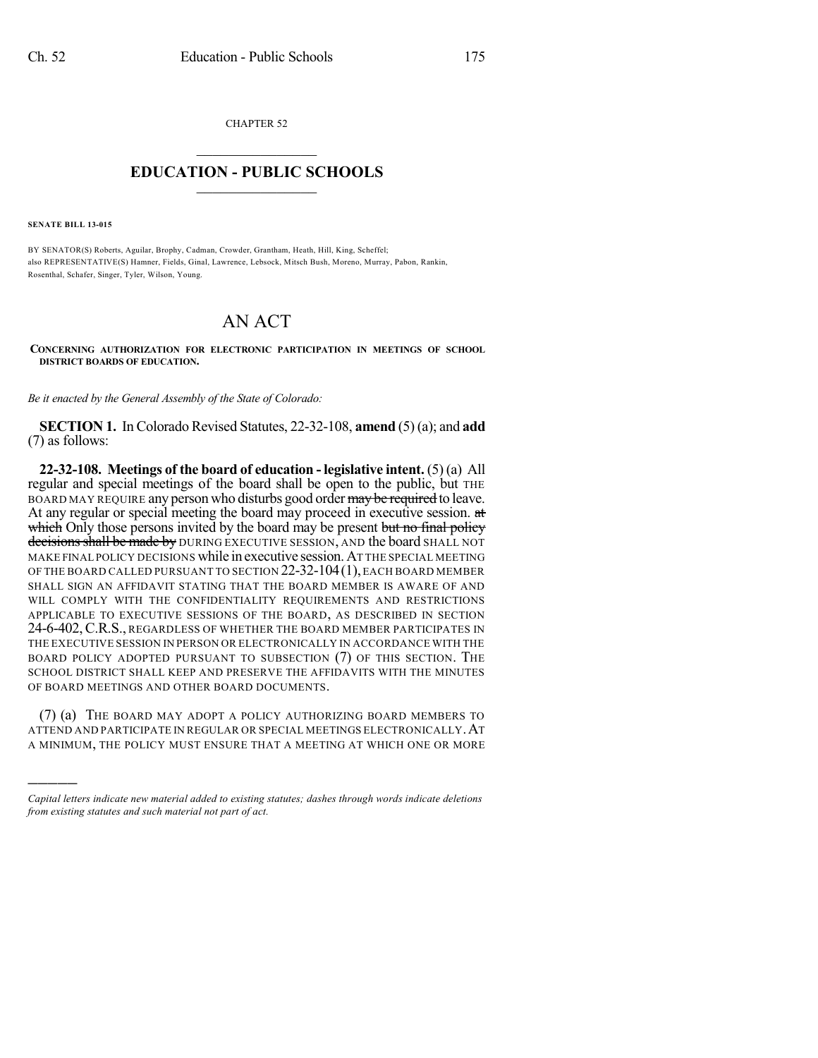CHAPTER 52

# EDUCATION - PUBLIC SCHOOLS

**SENATE BILL 13-015**

BY SENATOR(S) Roberts, Aguilar, Brophy, Cadman, Crowder, Grantham, Heath, Hill, King, Scheffel;
also REPRESENTATIVE(S) Hamner, Fields, Ginal, Lawrence, Lebsock, Mitsch Bush, Moreno, Murray, Pabon, Rankin, Rosenthal, Schafer, Singer, Tyler, Wilson, Young.

# AN ACT

**CONCERNING AUTHORIZATION FOR ELECTRONIC PARTICIPATION IN MEETINGS OF SCHOOL DISTRICT BOARDS OF EDUCATION.**

*Be it enacted by the General Assembly of the State of Colorado:*

**SECTION 1.** In Colorado Revised Statutes, 22-32-108, **amend** (5) (a); and **add** (7) as follows:

**22-32-108. Meetings of the board of education - legislative intent.** (5) (a) All regular and special meetings of the board shall be open to the public, but THE BOARD MAY REQUIRE any person who disturbs good order ~~may be required~~ to leave. At any regular or special meeting the board may proceed in executive session. ~~at which~~ Only those persons invited by the board may be present ~~but no final policy decisions shall be made by~~ DURING EXECUTIVE SESSION, AND the board SHALL NOT MAKE FINAL POLICY DECISIONS while in executive session. AT THE SPECIAL MEETING OF THE BOARD CALLED PURSUANT TO SECTION 22-32-104 (1), EACH BOARD MEMBER SHALL SIGN AN AFFIDAVIT STATING THAT THE BOARD MEMBER IS AWARE OF AND WILL COMPLY WITH THE CONFIDENTIALITY REQUIREMENTS AND RESTRICTIONS APPLICABLE TO EXECUTIVE SESSIONS OF THE BOARD, AS DESCRIBED IN SECTION 24-6-402, C.R.S., REGARDLESS OF WHETHER THE BOARD MEMBER PARTICIPATES IN THE EXECUTIVE SESSION IN PERSON OR ELECTRONICALLY IN ACCORDANCE WITH THE BOARD POLICY ADOPTED PURSUANT TO SUBSECTION (7) OF THIS SECTION. THE SCHOOL DISTRICT SHALL KEEP AND PRESERVE THE AFFIDAVITS WITH THE MINUTES OF BOARD MEETINGS AND OTHER BOARD DOCUMENTS.

(7) (a) THE BOARD MAY ADOPT A POLICY AUTHORIZING BOARD MEMBERS TO ATTEND AND PARTICIPATE IN REGULAR OR SPECIAL MEETINGS ELECTRONICALLY. AT A MINIMUM, THE POLICY MUST ENSURE THAT A MEETING AT WHICH ONE OR MORE

*Capital letters indicate new material added to existing statutes; dashes through words indicate deletions from existing statutes and such material not part of act.*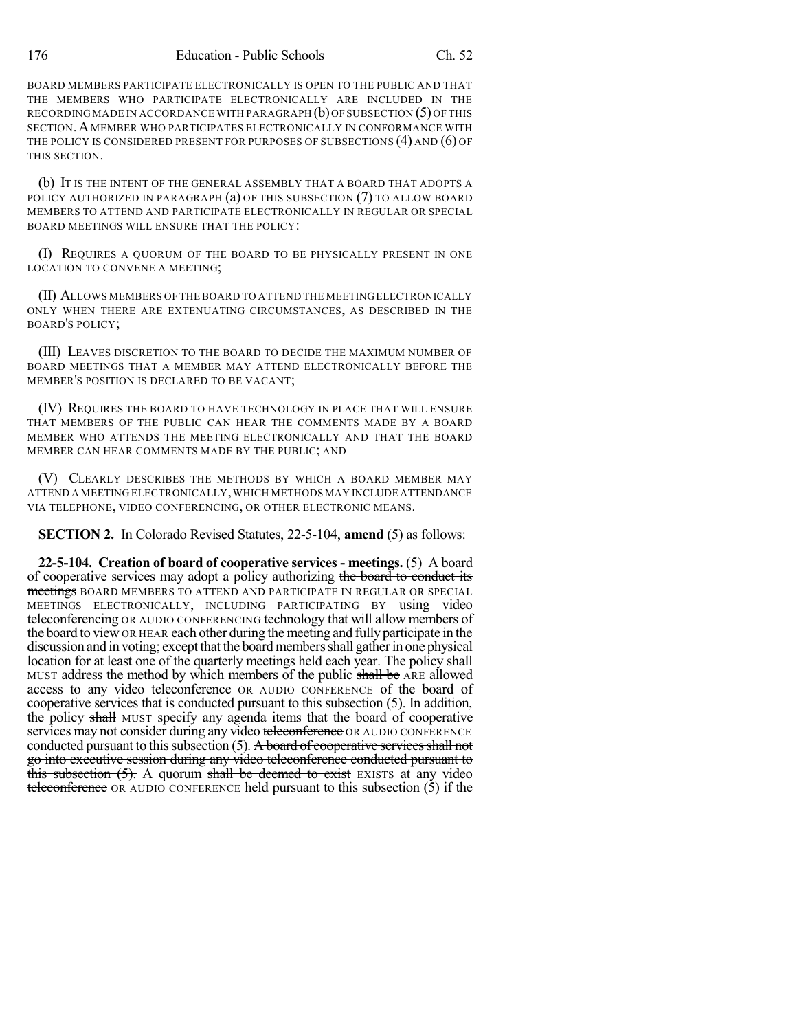BOARD MEMBERS PARTICIPATE ELECTRONICALLY IS OPEN TO THE PUBLIC AND THAT THE MEMBERS WHO PARTICIPATE ELECTRONICALLY ARE INCLUDED IN THE RECORDING MADE IN ACCORDANCE WITH PARAGRAPH (b) OF SUBSECTION (5) OF THIS SECTION. A MEMBER WHO PARTICIPATES ELECTRONICALLY IN CONFORMANCE WITH THE POLICY IS CONSIDERED PRESENT FOR PURPOSES OF SUBSECTIONS (4) AND (6) OF THIS SECTION.

(b) IT IS THE INTENT OF THE GENERAL ASSEMBLY THAT A BOARD THAT ADOPTS A POLICY AUTHORIZED IN PARAGRAPH (a) OF THIS SUBSECTION (7) TO ALLOW BOARD MEMBERS TO ATTEND AND PARTICIPATE ELECTRONICALLY IN REGULAR OR SPECIAL BOARD MEETINGS WILL ENSURE THAT THE POLICY:

(I) REQUIRES A QUORUM OF THE BOARD TO BE PHYSICALLY PRESENT IN ONE LOCATION TO CONVENE A MEETING;

(II) ALLOWS MEMBERS OF THE BOARD TO ATTEND THE MEETING ELECTRONICALLY ONLY WHEN THERE ARE EXTENUATING CIRCUMSTANCES, AS DESCRIBED IN THE BOARD'S POLICY;

(III) LEAVES DISCRETION TO THE BOARD TO DECIDE THE MAXIMUM NUMBER OF BOARD MEETINGS THAT A MEMBER MAY ATTEND ELECTRONICALLY BEFORE THE MEMBER'S POSITION IS DECLARED TO BE VACANT;

(IV) REQUIRES THE BOARD TO HAVE TECHNOLOGY IN PLACE THAT WILL ENSURE THAT MEMBERS OF THE PUBLIC CAN HEAR THE COMMENTS MADE BY A BOARD MEMBER WHO ATTENDS THE MEETING ELECTRONICALLY AND THAT THE BOARD MEMBER CAN HEAR COMMENTS MADE BY THE PUBLIC; AND

(V) CLEARLY DESCRIBES THE METHODS BY WHICH A BOARD MEMBER MAY ATTEND A MEETING ELECTRONICALLY, WHICH METHODS MAY INCLUDE ATTENDANCE VIA TELEPHONE, VIDEO CONFERENCING, OR OTHER ELECTRONIC MEANS.

**SECTION 2.** In Colorado Revised Statutes, 22-5-104, **amend** (5) as follows:

**22-5-104. Creation of board of cooperative services - meetings.** (5) A board of cooperative services may adopt a policy authorizing ~~the board to conduct its meetings~~ BOARD MEMBERS TO ATTEND AND PARTICIPATE IN REGULAR OR SPECIAL MEETINGS ELECTRONICALLY, INCLUDING PARTICIPATING BY using video ~~teleconferencing~~ OR AUDIO CONFERENCING technology that will allow members of the board to view OR HEAR each other during the meeting and fully participate in the discussion and in voting; except that the board members shall gather in one physical location for at least one of the quarterly meetings held each year. The policy ~~shall~~ MUST address the method by which members of the public ~~shall be~~ ARE allowed access to any video ~~teleconference~~ OR AUDIO CONFERENCE of the board of cooperative services that is conducted pursuant to this subsection (5). In addition, the policy ~~shall~~ MUST specify any agenda items that the board of cooperative services may not consider during any video ~~teleconference~~ OR AUDIO CONFERENCE conducted pursuant to this subsection (5). ~~A board of cooperative services shall not go into executive session during any video teleconference conducted pursuant to this subsection (5).~~ A quorum ~~shall be deemed to exist~~ EXISTS at any video ~~teleconference~~ OR AUDIO CONFERENCE held pursuant to this subsection (5) if the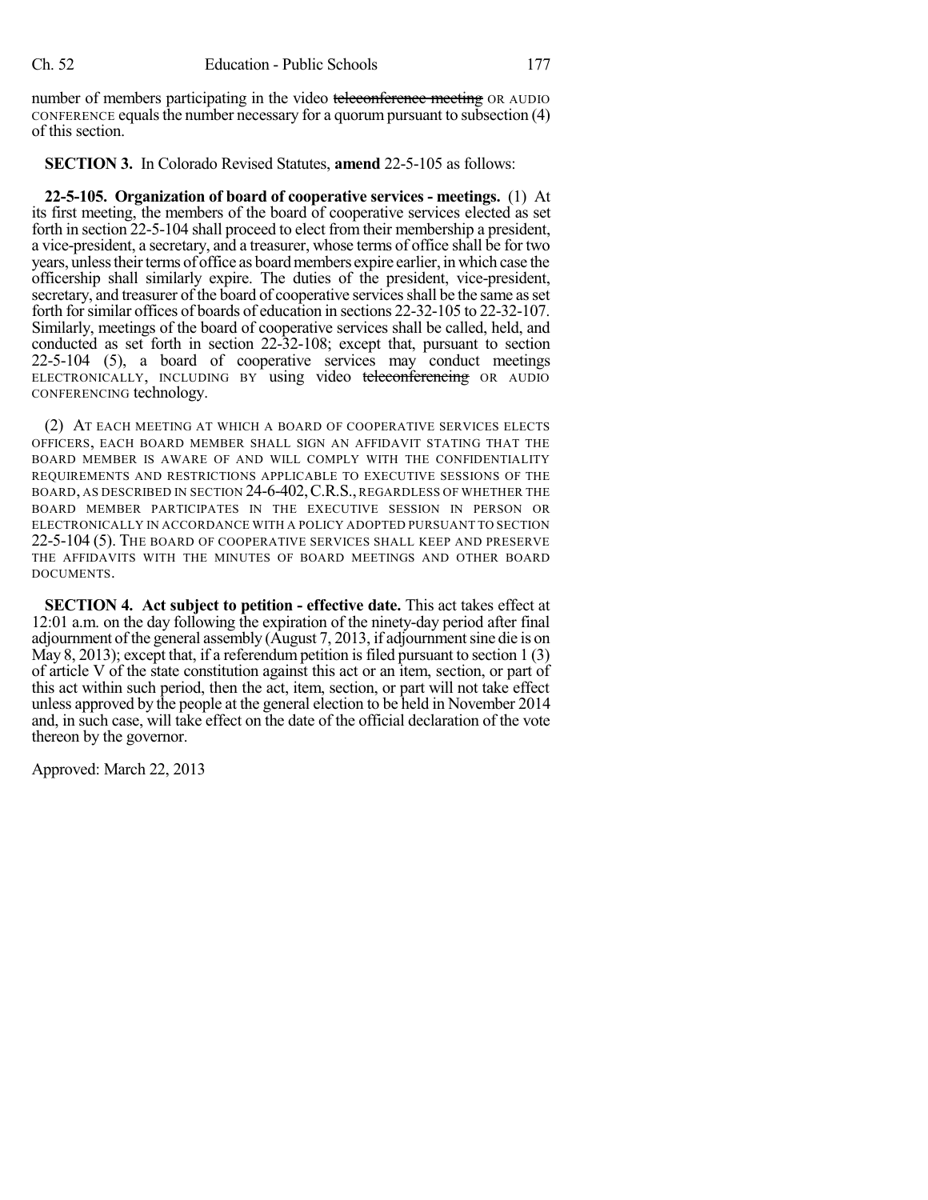number of members participating in the video ~~teleconference meeting~~ OR AUDIO CONFERENCE equals the number necessary for a quorum pursuant to subsection (4) of this section.

**SECTION 3.** In Colorado Revised Statutes, **amend** 22-5-105 as follows:

**22-5-105. Organization of board of cooperative services - meetings.** (1) At its first meeting, the members of the board of cooperative services elected as set forth in section 22-5-104 shall proceed to elect from their membership a president, a vice-president, a secretary, and a treasurer, whose terms of office shall be for two years, unless their terms of office as board members expire earlier, in which case the officership shall similarly expire. The duties of the president, vice-president, secretary, and treasurer of the board of cooperative services shall be the same as set forth for similar offices of boards of education in sections 22-32-105 to 22-32-107. Similarly, meetings of the board of cooperative services shall be called, held, and conducted as set forth in section 22-32-108; except that, pursuant to section 22-5-104 (5), a board of cooperative services may conduct meetings ELECTRONICALLY, INCLUDING BY using video ~~teleconferencing~~ OR AUDIO CONFERENCING technology.

(2) AT EACH MEETING AT WHICH A BOARD OF COOPERATIVE SERVICES ELECTS OFFICERS, EACH BOARD MEMBER SHALL SIGN AN AFFIDAVIT STATING THAT THE BOARD MEMBER IS AWARE OF AND WILL COMPLY WITH THE CONFIDENTIALITY REQUIREMENTS AND RESTRICTIONS APPLICABLE TO EXECUTIVE SESSIONS OF THE BOARD, AS DESCRIBED IN SECTION 24-6-402, C.R.S., REGARDLESS OF WHETHER THE BOARD MEMBER PARTICIPATES IN THE EXECUTIVE SESSION IN PERSON OR ELECTRONICALLY IN ACCORDANCE WITH A POLICY ADOPTED PURSUANT TO SECTION 22-5-104 (5). THE BOARD OF COOPERATIVE SERVICES SHALL KEEP AND PRESERVE THE AFFIDAVITS WITH THE MINUTES OF BOARD MEETINGS AND OTHER BOARD DOCUMENTS.

**SECTION 4. Act subject to petition - effective date.** This act takes effect at 12:01 a.m. on the day following the expiration of the ninety-day period after final adjournment of the general assembly (August 7, 2013, if adjournment sine die is on May 8, 2013); except that, if a referendum petition is filed pursuant to section 1 (3) of article V of the state constitution against this act or an item, section, or part of this act within such period, then the act, item, section, or part will not take effect unless approved by the people at the general election to be held in November 2014 and, in such case, will take effect on the date of the official declaration of the vote thereon by the governor.

Approved: March 22, 2013